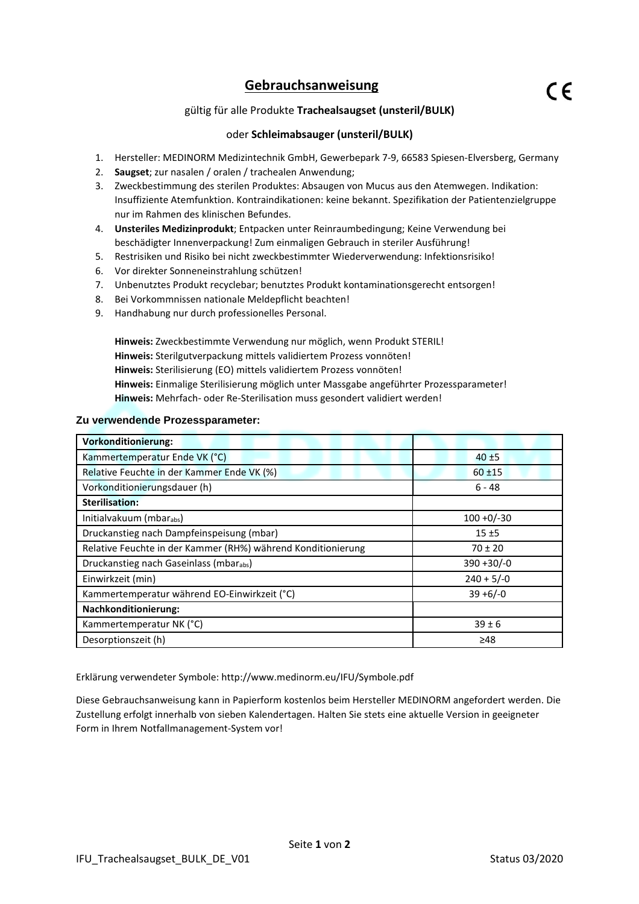# Gebrauchsanweisung

CE

gültig für alle Produkte **Trachealsaugset (unsteril/BULK)**

oder **Schleimabsauger (unsteril/BULK)**

1. Hersteller: MEDINORM Medizintechnik GmbH, Gewerbepark 7-9, 66583 Spiesen-Elversberg, Germany
2. **Saugset**; zur nasalen / oralen / trachealen Anwendung;
3. Zweckbestimmung des sterilen Produktes: Absaugen von Mucus aus den Atemwegen. Indikation: Insuffiziente Atemfunktion. Kontraindikationen: keine bekannt. Spezifikation der Patientenzielgruppe nur im Rahmen des klinischen Befundes.
4. **Unsteriles Medizinprodukt**; Entpacken unter Reinraumbedingung; Keine Verwendung bei beschädigter Innenverpackung! Zum einmaligen Gebrauch in steriler Ausführung!
5. Restrisiken und Risiko bei nicht zweckbestimmter Wiederverwendung: Infektionsrisiko!
6. Vor direkter Sonneneinstrahlung schützen!
7. Unbenutztes Produkt recyclebar; benutztes Produkt kontaminationsgerecht entsorgen!
8. Bei Vorkommnissen nationale Meldepflicht beachten!
9. Handhabung nur durch professionelles Personal.

**Hinweis:** Zweckbestimmte Verwendung nur möglich, wenn Produkt STERIL!
**Hinweis:** Sterilgutverpackung mittels validiertem Prozess vonnöten!
**Hinweis:** Sterilisierung (EO) mittels validiertem Prozess vonnöten!
**Hinweis:** Einmalige Sterilisierung möglich unter Massgabe angeführter Prozessparameter!
**Hinweis:** Mehrfach- oder Re-Sterilisation muss gesondert validiert werden!

**Zu verwendende Prozessparameter:**

| **Vorkonditionierung:** | |
|---|---|
| Kammertemperatur Ende VK (°C) | 40 ±5 |
| Relative Feuchte in der Kammer Ende VK (%) | 60 ±15 |
| Vorkonditionierungsdauer (h) | 6 - 48 |
| **Sterilisation:** | |
| Initialvakuum ($mbar_{abs}$) | 100 +0/-30 |
| Druckanstieg nach Dampfeinspeisung (mbar) | 15 ±5 |
| Relative Feuchte in der Kammer (RH%) während Konditionierung | 70 ± 20 |
| Druckanstieg nach Gaseinlass ($mbar_{abs}$) | 390 +30/-0 |
| Einwirkzeit (min) | 240 + 5/-0 |
| Kammertemperatur während EO-Einwirkzeit (°C) | 39 +6/-0 |
| **Nachkonditionierung:** | |
| Kammertemperatur NK (°C) | 39 ± 6 |
| Desorptionszeit (h) | ≥48 |

Erklärung verwendeter Symbole: http://www.medinorm.eu/IFU/Symbole.pdf

Diese Gebrauchsanweisung kann in Papierform kostenlos beim Hersteller MEDINORM angefordert werden. Die Zustellung erfolgt innerhalb von sieben Kalendertagen. Halten Sie stets eine aktuelle Version in geeigneter Form in Ihrem Notfallmanagement-System vor!

IFU_Trachealsaugset_BULK_DE_V01 Status 03/2020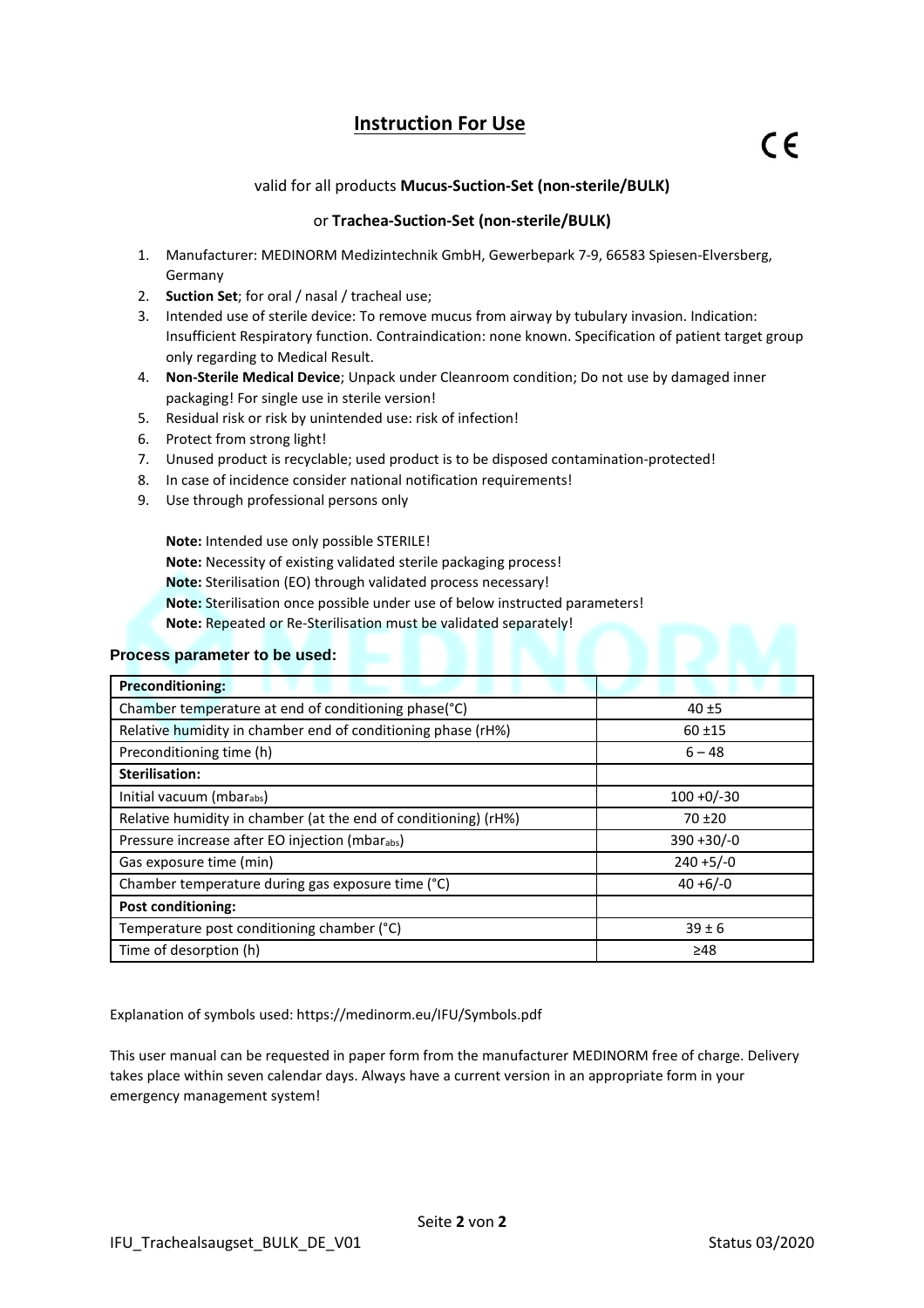# Instruction For Use

CE

valid for all products **Mucus-Suction-Set (non-sterile/BULK)**

or **Trachea-Suction-Set (non-sterile/BULK)**

1. Manufacturer: MEDINORM Medizintechnik GmbH, Gewerbepark 7-9, 66583 Spiesen-Elversberg, Germany
2. **Suction Set**; for oral / nasal / tracheal use;
3. Intended use of sterile device: To remove mucus from airway by tubulary invasion. Indication: Insufficient Respiratory function. Contraindication: none known. Specification of patient target group only regarding to Medical Result.
4. **Non-Sterile Medical Device**; Unpack under Cleanroom condition; Do not use by damaged inner packaging! For single use in sterile version!
5. Residual risk or risk by unintended use: risk of infection!
6. Protect from strong light!
7. Unused product is recyclable; used product is to be disposed contamination-protected!
8. In case of incidence consider national notification requirements!
9. Use through professional persons only

**Note:** Intended use only possible STERILE!
**Note:** Necessity of existing validated sterile packaging process!
**Note:** Sterilisation (EO) through validated process necessary!
**Note:** Sterilisation once possible under use of below instructed parameters!
**Note:** Repeated or Re-Sterilisation must be validated separately!

**Process parameter to be used:**

| | |
|---|---|
| **Preconditioning:** | |
| Chamber temperature at end of conditioning phase(°C) | 40 ±5 |
| Relative humidity in chamber end of conditioning phase (rH%) | 60 ±15 |
| Preconditioning time (h) | 6 – 48 |
| **Sterilisation:** | |
| Initial vacuum ($mbar_{abs}$) | 100 +0/-30 |
| Relative humidity in chamber (at the end of conditioning) (rH%) | 70 ±20 |
| Pressure increase after EO injection ($mbar_{abs}$) | 390 +30/-0 |
| Gas exposure time (min) | 240 +5/-0 |
| Chamber temperature during gas exposure time (°C) | 40 +6/-0 |
| **Post conditioning:** | |
| Temperature post conditioning chamber (°C) | 39 ± 6 |
| Time of desorption (h) | ≥48 |

Explanation of symbols used: https://medinorm.eu/IFU/Symbols.pdf

This user manual can be requested in paper form from the manufacturer MEDINORM free of charge. Delivery takes place within seven calendar days. Always have a current version in an appropriate form in your emergency management system!

IFU_Trachealsaugset_BULK_DE_V01 Status 03/2020